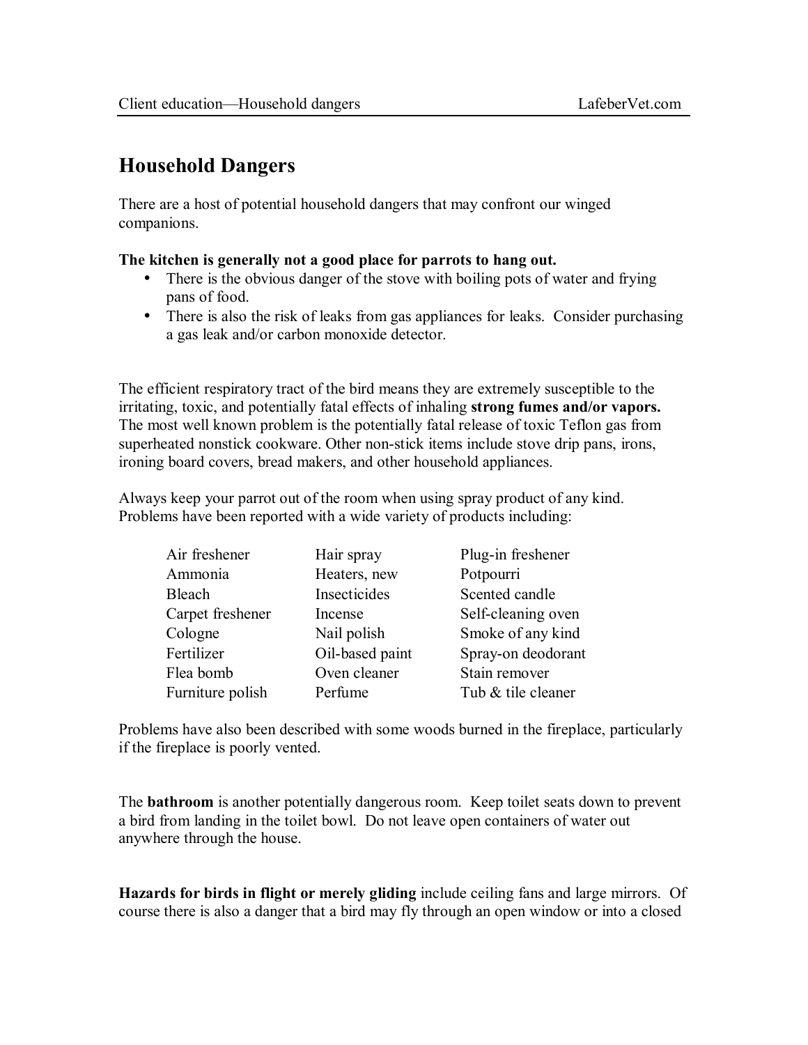# Household Dangers

There are a host of potential household dangers that may confront our winged companions.

**The kitchen is generally not a good place for parrots to hang out.**

- There is the obvious danger of the stove with boiling pots of water and frying pans of food.
- There is also the risk of leaks from gas appliances for leaks. Consider purchasing a gas leak and/or carbon monoxide detector.

The efficient respiratory tract of the bird means they are extremely susceptible to the irritating, toxic, and potentially fatal effects of inhaling **strong fumes and/or vapors.** The most well known problem is the potentially fatal release of toxic Teflon gas from superheated nonstick cookware. Other non-stick items include stove drip pans, irons, ironing board covers, bread makers, and other household appliances.

Always keep your parrot out of the room when using spray product of any kind. Problems have been reported with a wide variety of products including:

| | | |
|---|---|---|
| Air freshener | Hair spray | Plug-in freshener |
| Ammonia | Heaters, new | Potpourri |
| Bleach | Insecticides | Scented candle |
| Carpet freshener | Incense | Self-cleaning oven |
| Cologne | Nail polish | Smoke of any kind |
| Fertilizer | Oil-based paint | Spray-on deodorant |
| Flea bomb | Oven cleaner | Stain remover |
| Furniture polish | Perfume | Tub & tile cleaner |

Problems have also been described with some woods burned in the fireplace, particularly if the fireplace is poorly vented.

The **bathroom** is another potentially dangerous room. Keep toilet seats down to prevent a bird from landing in the toilet bowl. Do not leave open containers of water out anywhere through the house.

**Hazards for birds in flight or merely gliding** include ceiling fans and large mirrors. Of course there is also a danger that a bird may fly through an open window or into a closed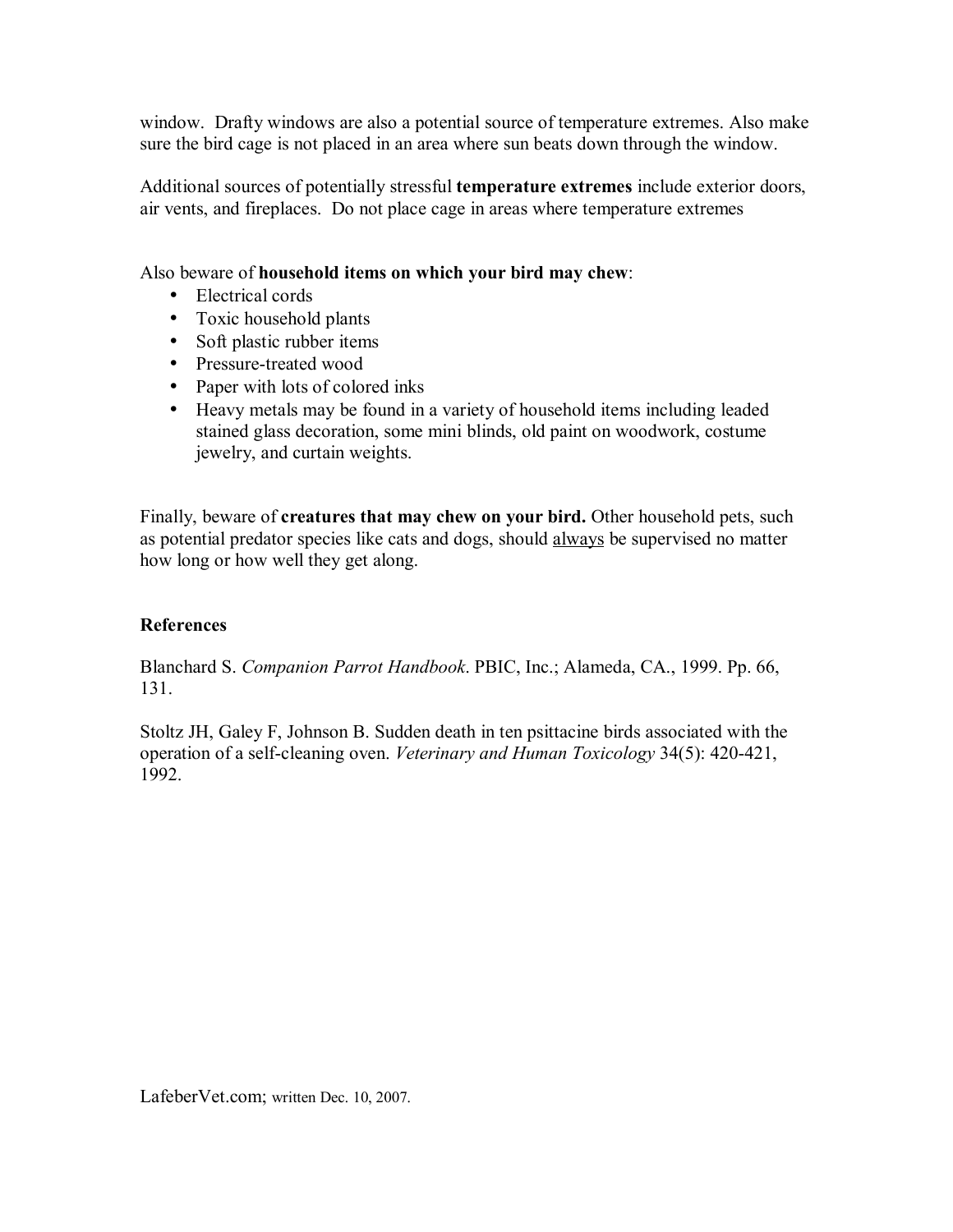window. Drafty windows are also a potential source of temperature extremes. Also make sure the bird cage is not placed in an area where sun beats down through the window.

Additional sources of potentially stressful **temperature extremes** include exterior doors, air vents, and fireplaces. Do not place cage in areas where temperature extremes

Also beware of **household items on which your bird may chew**:

- Electrical cords
- Toxic household plants
- Soft plastic rubber items
- Pressure-treated wood
- Paper with lots of colored inks
- Heavy metals may be found in a variety of household items including leaded stained glass decoration, some mini blinds, old paint on woodwork, costume jewelry, and curtain weights.

Finally, beware of **creatures that may chew on your bird.** Other household pets, such as potential predator species like cats and dogs, should <u>always</u> be supervised no matter how long or how well they get along.

### References

Blanchard S. *Companion Parrot Handbook*. PBIC, Inc.; Alameda, CA., 1999. Pp. 66, 131.

Stoltz JH, Galey F, Johnson B. Sudden death in ten psittacine birds associated with the operation of a self-cleaning oven. *Veterinary and Human Toxicology* 34(5): 420-421, 1992.

LafeberVet.com; written Dec. 10, 2007.